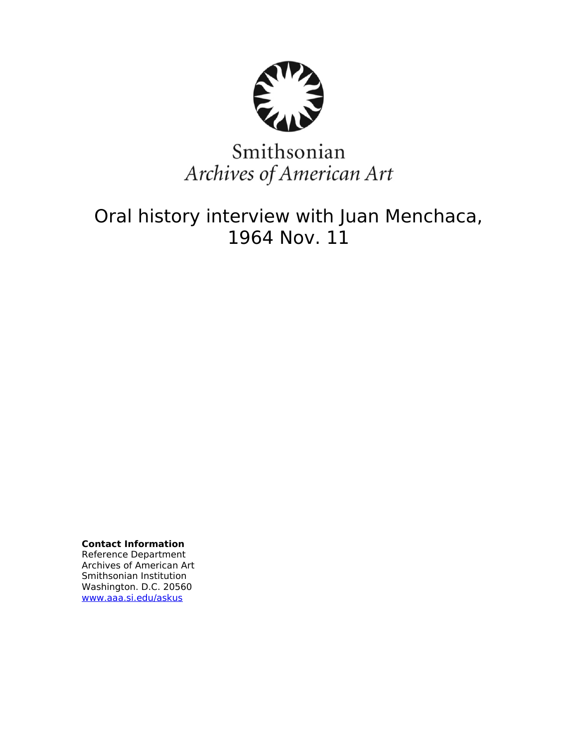Smithsonian
*Archives of American Art*

# Oral history interview with Juan Menchaca, 1964 Nov. 11

**Contact Information**
Reference Department
Archives of American Art
Smithsonian Institution
Washington. D.C. 20560
www.aaa.si.edu/askus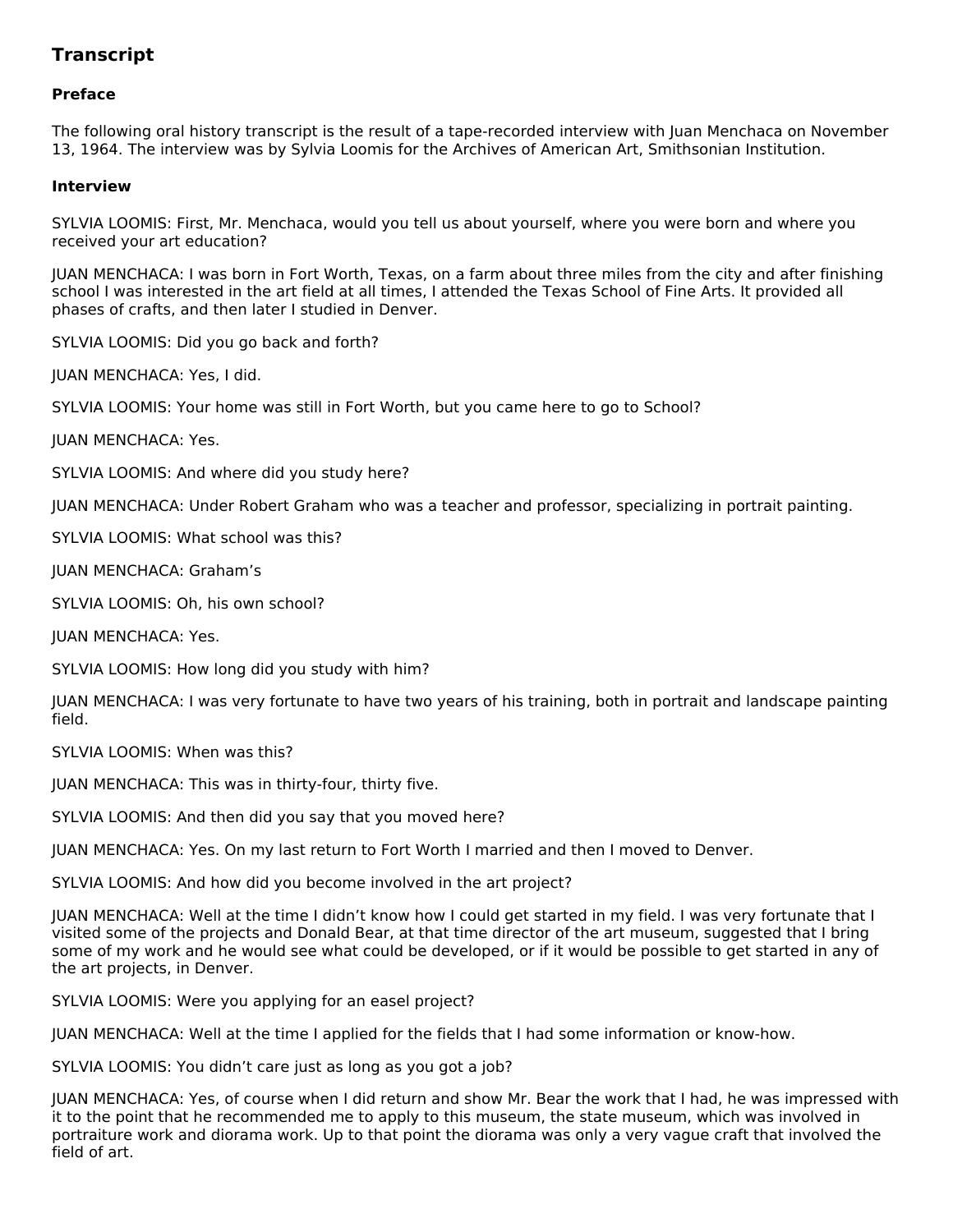## Transcript

### Preface

The following oral history transcript is the result of a tape-recorded interview with Juan Menchaca on November 13, 1964. The interview was by Sylvia Loomis for the Archives of American Art, Smithsonian Institution.

### Interview

SYLVIA LOOMIS: First, Mr. Menchaca, would you tell us about yourself, where you were born and where you received your art education?

JUAN MENCHACA: I was born in Fort Worth, Texas, on a farm about three miles from the city and after finishing school I was interested in the art field at all times, I attended the Texas School of Fine Arts. It provided all phases of crafts, and then later I studied in Denver.

SYLVIA LOOMIS: Did you go back and forth?

JUAN MENCHACA: Yes, I did.

SYLVIA LOOMIS: Your home was still in Fort Worth, but you came here to go to School?

JUAN MENCHACA: Yes.

SYLVIA LOOMIS: And where did you study here?

JUAN MENCHACA: Under Robert Graham who was a teacher and professor, specializing in portrait painting.

SYLVIA LOOMIS: What school was this?

JUAN MENCHACA: Graham's

SYLVIA LOOMIS: Oh, his own school?

JUAN MENCHACA: Yes.

SYLVIA LOOMIS: How long did you study with him?

JUAN MENCHACA: I was very fortunate to have two years of his training, both in portrait and landscape painting field.

SYLVIA LOOMIS: When was this?

JUAN MENCHACA: This was in thirty-four, thirty five.

SYLVIA LOOMIS: And then did you say that you moved here?

JUAN MENCHACA: Yes. On my last return to Fort Worth I married and then I moved to Denver.

SYLVIA LOOMIS: And how did you become involved in the art project?

JUAN MENCHACA: Well at the time I didn't know how I could get started in my field. I was very fortunate that I visited some of the projects and Donald Bear, at that time director of the art museum, suggested that I bring some of my work and he would see what could be developed, or if it would be possible to get started in any of the art projects, in Denver.

SYLVIA LOOMIS: Were you applying for an easel project?

JUAN MENCHACA: Well at the time I applied for the fields that I had some information or know-how.

SYLVIA LOOMIS: You didn't care just as long as you got a job?

JUAN MENCHACA: Yes, of course when I did return and show Mr. Bear the work that I had, he was impressed with it to the point that he recommended me to apply to this museum, the state museum, which was involved in portraiture work and diorama work. Up to that point the diorama was only a very vague craft that involved the field of art.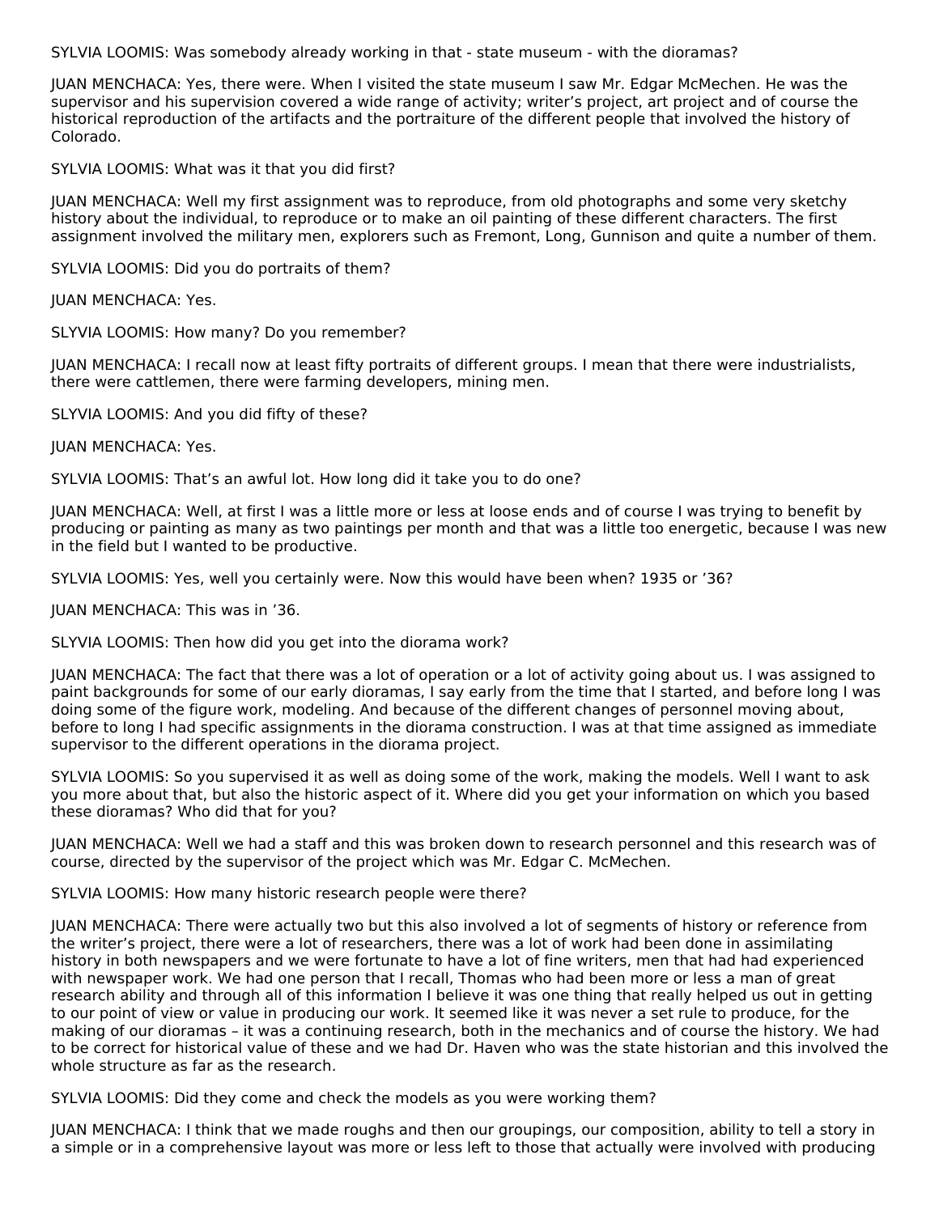SYLVIA LOOMIS: Was somebody already working in that - state museum - with the dioramas?

JUAN MENCHACA: Yes, there were. When I visited the state museum I saw Mr. Edgar McMechen. He was the supervisor and his supervision covered a wide range of activity; writer's project, art project and of course the historical reproduction of the artifacts and the portraiture of the different people that involved the history of Colorado.

SYLVIA LOOMIS: What was it that you did first?

JUAN MENCHACA: Well my first assignment was to reproduce, from old photographs and some very sketchy history about the individual, to reproduce or to make an oil painting of these different characters. The first assignment involved the military men, explorers such as Fremont, Long, Gunnison and quite a number of them.

SYLVIA LOOMIS: Did you do portraits of them?

JUAN MENCHACA: Yes.

SLYVIA LOOMIS: How many? Do you remember?

JUAN MENCHACA: I recall now at least fifty portraits of different groups. I mean that there were industrialists, there were cattlemen, there were farming developers, mining men.

SLYVIA LOOMIS: And you did fifty of these?

JUAN MENCHACA: Yes.

SYLVIA LOOMIS: That's an awful lot. How long did it take you to do one?

JUAN MENCHACA: Well, at first I was a little more or less at loose ends and of course I was trying to benefit by producing or painting as many as two paintings per month and that was a little too energetic, because I was new in the field but I wanted to be productive.

SYLVIA LOOMIS: Yes, well you certainly were. Now this would have been when? 1935 or '36?

JUAN MENCHACA: This was in '36.

SLYVIA LOOMIS: Then how did you get into the diorama work?

JUAN MENCHACA: The fact that there was a lot of operation or a lot of activity going about us. I was assigned to paint backgrounds for some of our early dioramas, I say early from the time that I started, and before long I was doing some of the figure work, modeling. And because of the different changes of personnel moving about, before to long I had specific assignments in the diorama construction. I was at that time assigned as immediate supervisor to the different operations in the diorama project.

SYLVIA LOOMIS: So you supervised it as well as doing some of the work, making the models. Well I want to ask you more about that, but also the historic aspect of it. Where did you get your information on which you based these dioramas? Who did that for you?

JUAN MENCHACA: Well we had a staff and this was broken down to research personnel and this research was of course, directed by the supervisor of the project which was Mr. Edgar C. McMechen.

SYLVIA LOOMIS: How many historic research people were there?

JUAN MENCHACA: There were actually two but this also involved a lot of segments of history or reference from the writer's project, there were a lot of researchers, there was a lot of work had been done in assimilating history in both newspapers and we were fortunate to have a lot of fine writers, men that had had experienced with newspaper work. We had one person that I recall, Thomas who had been more or less a man of great research ability and through all of this information I believe it was one thing that really helped us out in getting to our point of view or value in producing our work. It seemed like it was never a set rule to produce, for the making of our dioramas – it was a continuing research, both in the mechanics and of course the history. We had to be correct for historical value of these and we had Dr. Haven who was the state historian and this involved the whole structure as far as the research.

SYLVIA LOOMIS: Did they come and check the models as you were working them?

JUAN MENCHACA: I think that we made roughs and then our groupings, our composition, ability to tell a story in a simple or in a comprehensive layout was more or less left to those that actually were involved with producing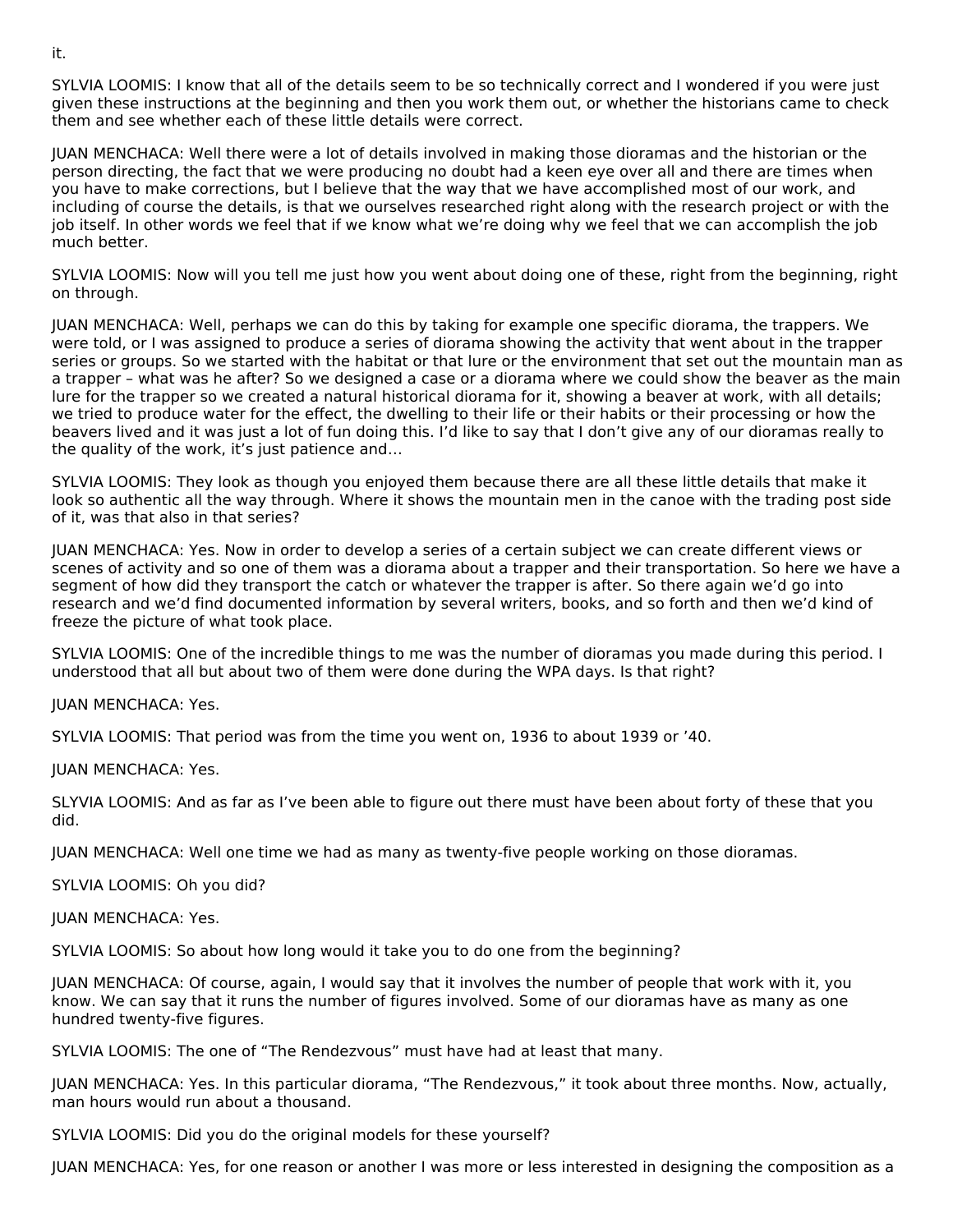it.

SYLVIA LOOMIS: I know that all of the details seem to be so technically correct and I wondered if you were just given these instructions at the beginning and then you work them out, or whether the historians came to check them and see whether each of these little details were correct.

JUAN MENCHACA: Well there were a lot of details involved in making those dioramas and the historian or the person directing, the fact that we were producing no doubt had a keen eye over all and there are times when you have to make corrections, but I believe that the way that we have accomplished most of our work, and including of course the details, is that we ourselves researched right along with the research project or with the job itself. In other words we feel that if we know what we're doing why we feel that we can accomplish the job much better.

SYLVIA LOOMIS: Now will you tell me just how you went about doing one of these, right from the beginning, right on through.

JUAN MENCHACA: Well, perhaps we can do this by taking for example one specific diorama, the trappers. We were told, or I was assigned to produce a series of diorama showing the activity that went about in the trapper series or groups. So we started with the habitat or that lure or the environment that set out the mountain man as a trapper – what was he after? So we designed a case or a diorama where we could show the beaver as the main lure for the trapper so we created a natural historical diorama for it, showing a beaver at work, with all details; we tried to produce water for the effect, the dwelling to their life or their habits or their processing or how the beavers lived and it was just a lot of fun doing this. I'd like to say that I don't give any of our dioramas really to the quality of the work, it's just patience and…

SYLVIA LOOMIS: They look as though you enjoyed them because there are all these little details that make it look so authentic all the way through. Where it shows the mountain men in the canoe with the trading post side of it, was that also in that series?

JUAN MENCHACA: Yes. Now in order to develop a series of a certain subject we can create different views or scenes of activity and so one of them was a diorama about a trapper and their transportation. So here we have a segment of how did they transport the catch or whatever the trapper is after. So there again we'd go into research and we'd find documented information by several writers, books, and so forth and then we'd kind of freeze the picture of what took place.

SYLVIA LOOMIS: One of the incredible things to me was the number of dioramas you made during this period. I understood that all but about two of them were done during the WPA days. Is that right?

JUAN MENCHACA: Yes.

SYLVIA LOOMIS: That period was from the time you went on, 1936 to about 1939 or '40.

JUAN MENCHACA: Yes.

SLYVIA LOOMIS: And as far as I've been able to figure out there must have been about forty of these that you did.

JUAN MENCHACA: Well one time we had as many as twenty-five people working on those dioramas.

SYLVIA LOOMIS: Oh you did?

JUAN MENCHACA: Yes.

SYLVIA LOOMIS: So about how long would it take you to do one from the beginning?

JUAN MENCHACA: Of course, again, I would say that it involves the number of people that work with it, you know. We can say that it runs the number of figures involved. Some of our dioramas have as many as one hundred twenty-five figures.

SYLVIA LOOMIS: The one of "The Rendezvous" must have had at least that many.

JUAN MENCHACA: Yes. In this particular diorama, "The Rendezvous," it took about three months. Now, actually, man hours would run about a thousand.

SYLVIA LOOMIS: Did you do the original models for these yourself?

JUAN MENCHACA: Yes, for one reason or another I was more or less interested in designing the composition as a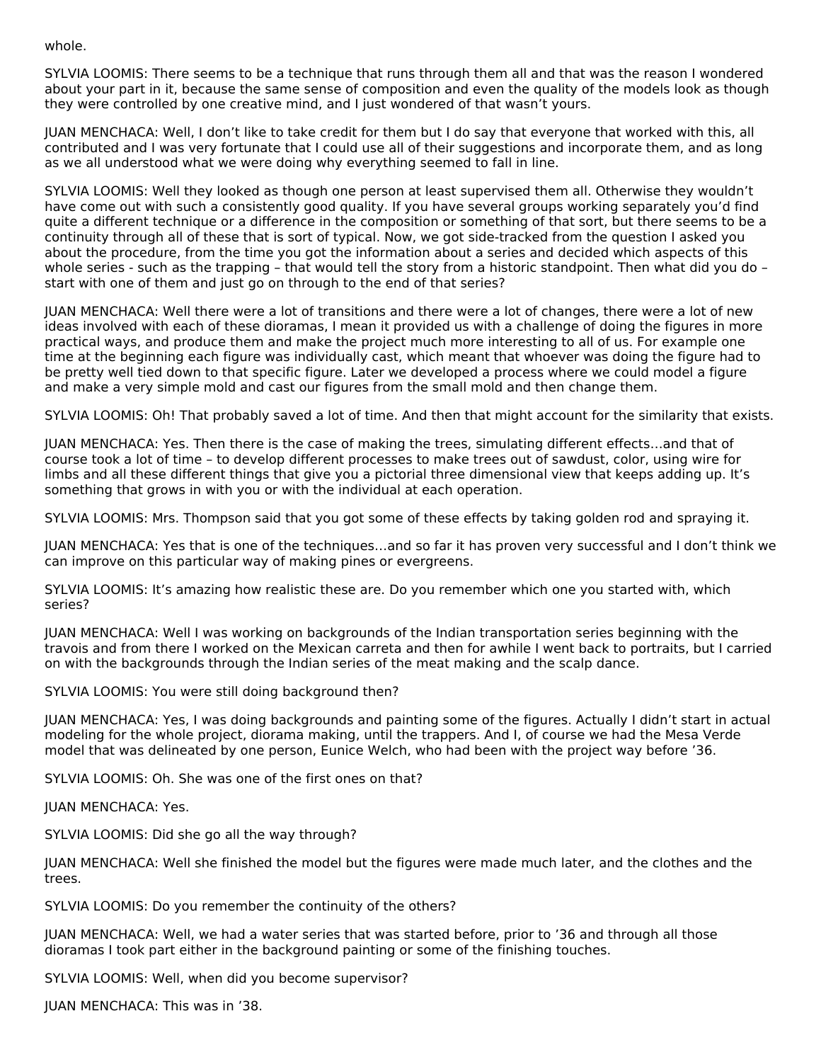whole.

SYLVIA LOOMIS: There seems to be a technique that runs through them all and that was the reason I wondered about your part in it, because the same sense of composition and even the quality of the models look as though they were controlled by one creative mind, and I just wondered of that wasn't yours.

JUAN MENCHACA: Well, I don't like to take credit for them but I do say that everyone that worked with this, all contributed and I was very fortunate that I could use all of their suggestions and incorporate them, and as long as we all understood what we were doing why everything seemed to fall in line.

SYLVIA LOOMIS: Well they looked as though one person at least supervised them all. Otherwise they wouldn't have come out with such a consistently good quality. If you have several groups working separately you'd find quite a different technique or a difference in the composition or something of that sort, but there seems to be a continuity through all of these that is sort of typical. Now, we got side-tracked from the question I asked you about the procedure, from the time you got the information about a series and decided which aspects of this whole series - such as the trapping – that would tell the story from a historic standpoint. Then what did you do – start with one of them and just go on through to the end of that series?

JUAN MENCHACA: Well there were a lot of transitions and there were a lot of changes, there were a lot of new ideas involved with each of these dioramas, I mean it provided us with a challenge of doing the figures in more practical ways, and produce them and make the project much more interesting to all of us. For example one time at the beginning each figure was individually cast, which meant that whoever was doing the figure had to be pretty well tied down to that specific figure. Later we developed a process where we could model a figure and make a very simple mold and cast our figures from the small mold and then change them.

SYLVIA LOOMIS: Oh! That probably saved a lot of time. And then that might account for the similarity that exists.

JUAN MENCHACA: Yes. Then there is the case of making the trees, simulating different effects…and that of course took a lot of time – to develop different processes to make trees out of sawdust, color, using wire for limbs and all these different things that give you a pictorial three dimensional view that keeps adding up. It's something that grows in with you or with the individual at each operation.

SYLVIA LOOMIS: Mrs. Thompson said that you got some of these effects by taking golden rod and spraying it.

JUAN MENCHACA: Yes that is one of the techniques…and so far it has proven very successful and I don't think we can improve on this particular way of making pines or evergreens.

SYLVIA LOOMIS: It's amazing how realistic these are. Do you remember which one you started with, which series?

JUAN MENCHACA: Well I was working on backgrounds of the Indian transportation series beginning with the travois and from there I worked on the Mexican carreta and then for awhile I went back to portraits, but I carried on with the backgrounds through the Indian series of the meat making and the scalp dance.

SYLVIA LOOMIS: You were still doing background then?

JUAN MENCHACA: Yes, I was doing backgrounds and painting some of the figures. Actually I didn't start in actual modeling for the whole project, diorama making, until the trappers. And I, of course we had the Mesa Verde model that was delineated by one person, Eunice Welch, who had been with the project way before '36.

SYLVIA LOOMIS: Oh. She was one of the first ones on that?

JUAN MENCHACA: Yes.

SYLVIA LOOMIS: Did she go all the way through?

JUAN MENCHACA: Well she finished the model but the figures were made much later, and the clothes and the trees.

SYLVIA LOOMIS: Do you remember the continuity of the others?

JUAN MENCHACA: Well, we had a water series that was started before, prior to '36 and through all those dioramas I took part either in the background painting or some of the finishing touches.

SYLVIA LOOMIS: Well, when did you become supervisor?

JUAN MENCHACA: This was in '38.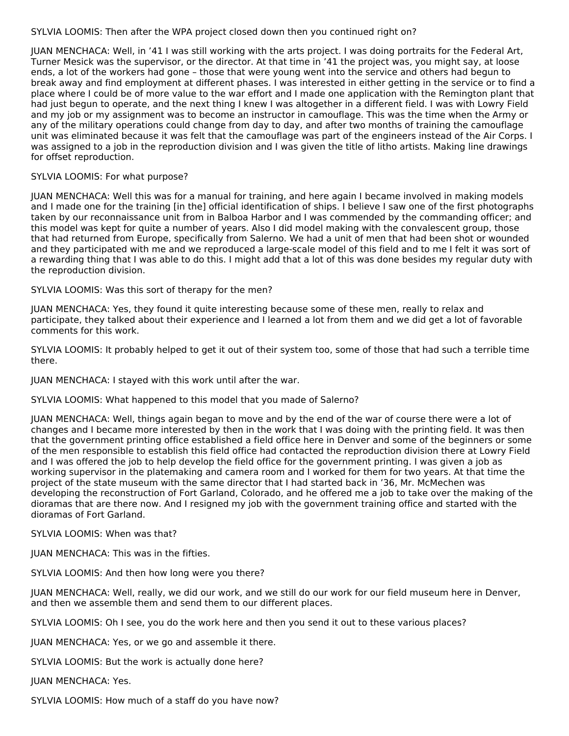SYLVIA LOOMIS: Then after the WPA project closed down then you continued right on?

JUAN MENCHACA: Well, in ’41 I was still working with the arts project. I was doing portraits for the Federal Art, Turner Mesick was the supervisor, or the director. At that time in ’41 the project was, you might say, at loose ends, a lot of the workers had gone – those that were young went into the service and others had begun to break away and find employment at different phases. I was interested in either getting in the service or to find a place where I could be of more value to the war effort and I made one application with the Remington plant that had just begun to operate, and the next thing I knew I was altogether in a different field. I was with Lowry Field and my job or my assignment was to become an instructor in camouflage. This was the time when the Army or any of the military operations could change from day to day, and after two months of training the camouflage unit was eliminated because it was felt that the camouflage was part of the engineers instead of the Air Corps. I was assigned to a job in the reproduction division and I was given the title of litho artists. Making line drawings for offset reproduction.

SYLVIA LOOMIS: For what purpose?

JUAN MENCHACA: Well this was for a manual for training, and here again I became involved in making models and I made one for the training [in the] official identification of ships. I believe I saw one of the first photographs taken by our reconnaissance unit from in Balboa Harbor and I was commended by the commanding officer; and this model was kept for quite a number of years. Also I did model making with the convalescent group, those that had returned from Europe, specifically from Salerno. We had a unit of men that had been shot or wounded and they participated with me and we reproduced a large-scale model of this field and to me I felt it was sort of a rewarding thing that I was able to do this. I might add that a lot of this was done besides my regular duty with the reproduction division.

SYLVIA LOOMIS: Was this sort of therapy for the men?

JUAN MENCHACA: Yes, they found it quite interesting because some of these men, really to relax and participate, they talked about their experience and I learned a lot from them and we did get a lot of favorable comments for this work.

SYLVIA LOOMIS: It probably helped to get it out of their system too, some of those that had such a terrible time there.

JUAN MENCHACA: I stayed with this work until after the war.

SYLVIA LOOMIS: What happened to this model that you made of Salerno?

JUAN MENCHACA: Well, things again began to move and by the end of the war of course there were a lot of changes and I became more interested by then in the work that I was doing with the printing field. It was then that the government printing office established a field office here in Denver and some of the beginners or some of the men responsible to establish this field office had contacted the reproduction division there at Lowry Field and I was offered the job to help develop the field office for the government printing. I was given a job as working supervisor in the platemaking and camera room and I worked for them for two years. At that time the project of the state museum with the same director that I had started back in ’36, Mr. McMechen was developing the reconstruction of Fort Garland, Colorado, and he offered me a job to take over the making of the dioramas that are there now. And I resigned my job with the government training office and started with the dioramas of Fort Garland.

SYLVIA LOOMIS: When was that?

JUAN MENCHACA: This was in the fifties.

SYLVIA LOOMIS: And then how long were you there?

JUAN MENCHACA: Well, really, we did our work, and we still do our work for our field museum here in Denver, and then we assemble them and send them to our different places.

SYLVIA LOOMIS: Oh I see, you do the work here and then you send it out to these various places?

JUAN MENCHACA: Yes, or we go and assemble it there.

SYLVIA LOOMIS: But the work is actually done here?

JUAN MENCHACA: Yes.

SYLVIA LOOMIS: How much of a staff do you have now?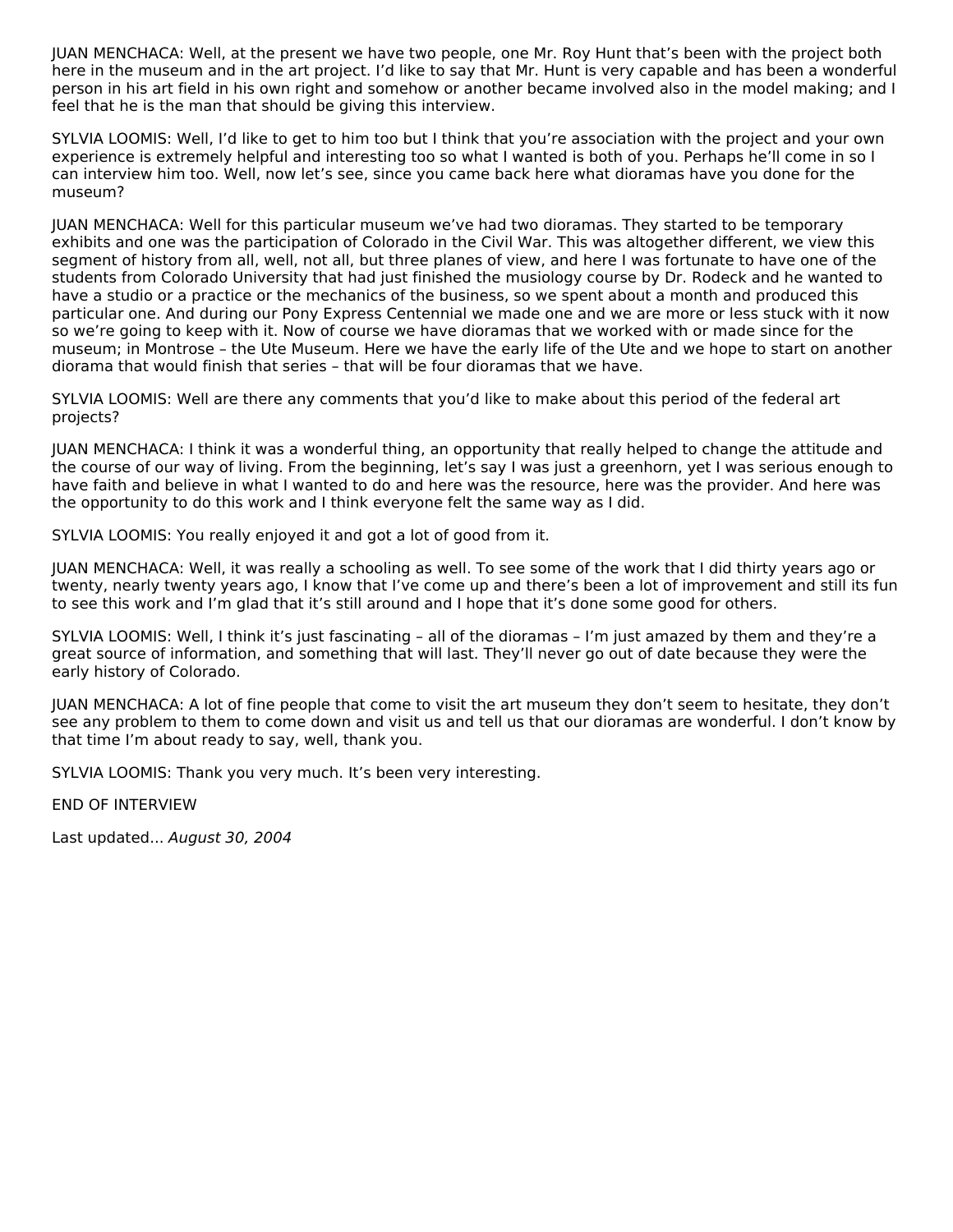JUAN MENCHACA: Well, at the present we have two people, one Mr. Roy Hunt that's been with the project both here in the museum and in the art project. I'd like to say that Mr. Hunt is very capable and has been a wonderful person in his art field in his own right and somehow or another became involved also in the model making; and I feel that he is the man that should be giving this interview.

SYLVIA LOOMIS: Well, I'd like to get to him too but I think that you're association with the project and your own experience is extremely helpful and interesting too so what I wanted is both of you. Perhaps he'll come in so I can interview him too. Well, now let's see, since you came back here what dioramas have you done for the museum?

JUAN MENCHACA: Well for this particular museum we've had two dioramas. They started to be temporary exhibits and one was the participation of Colorado in the Civil War. This was altogether different, we view this segment of history from all, well, not all, but three planes of view, and here I was fortunate to have one of the students from Colorado University that had just finished the musiology course by Dr. Rodeck and he wanted to have a studio or a practice or the mechanics of the business, so we spent about a month and produced this particular one. And during our Pony Express Centennial we made one and we are more or less stuck with it now so we're going to keep with it. Now of course we have dioramas that we worked with or made since for the museum; in Montrose – the Ute Museum. Here we have the early life of the Ute and we hope to start on another diorama that would finish that series – that will be four dioramas that we have.

SYLVIA LOOMIS: Well are there any comments that you'd like to make about this period of the federal art projects?

JUAN MENCHACA: I think it was a wonderful thing, an opportunity that really helped to change the attitude and the course of our way of living. From the beginning, let's say I was just a greenhorn, yet I was serious enough to have faith and believe in what I wanted to do and here was the resource, here was the provider. And here was the opportunity to do this work and I think everyone felt the same way as I did.

SYLVIA LOOMIS: You really enjoyed it and got a lot of good from it.

JUAN MENCHACA: Well, it was really a schooling as well. To see some of the work that I did thirty years ago or twenty, nearly twenty years ago, I know that I've come up and there's been a lot of improvement and still its fun to see this work and I'm glad that it's still around and I hope that it's done some good for others.

SYLVIA LOOMIS: Well, I think it's just fascinating – all of the dioramas – I'm just amazed by them and they're a great source of information, and something that will last. They'll never go out of date because they were the early history of Colorado.

JUAN MENCHACA: A lot of fine people that come to visit the art museum they don't seem to hesitate, they don't see any problem to them to come down and visit us and tell us that our dioramas are wonderful. I don't know by that time I'm about ready to say, well, thank you.

SYLVIA LOOMIS: Thank you very much. It's been very interesting.

END OF INTERVIEW

Last updated... *August 30, 2004*